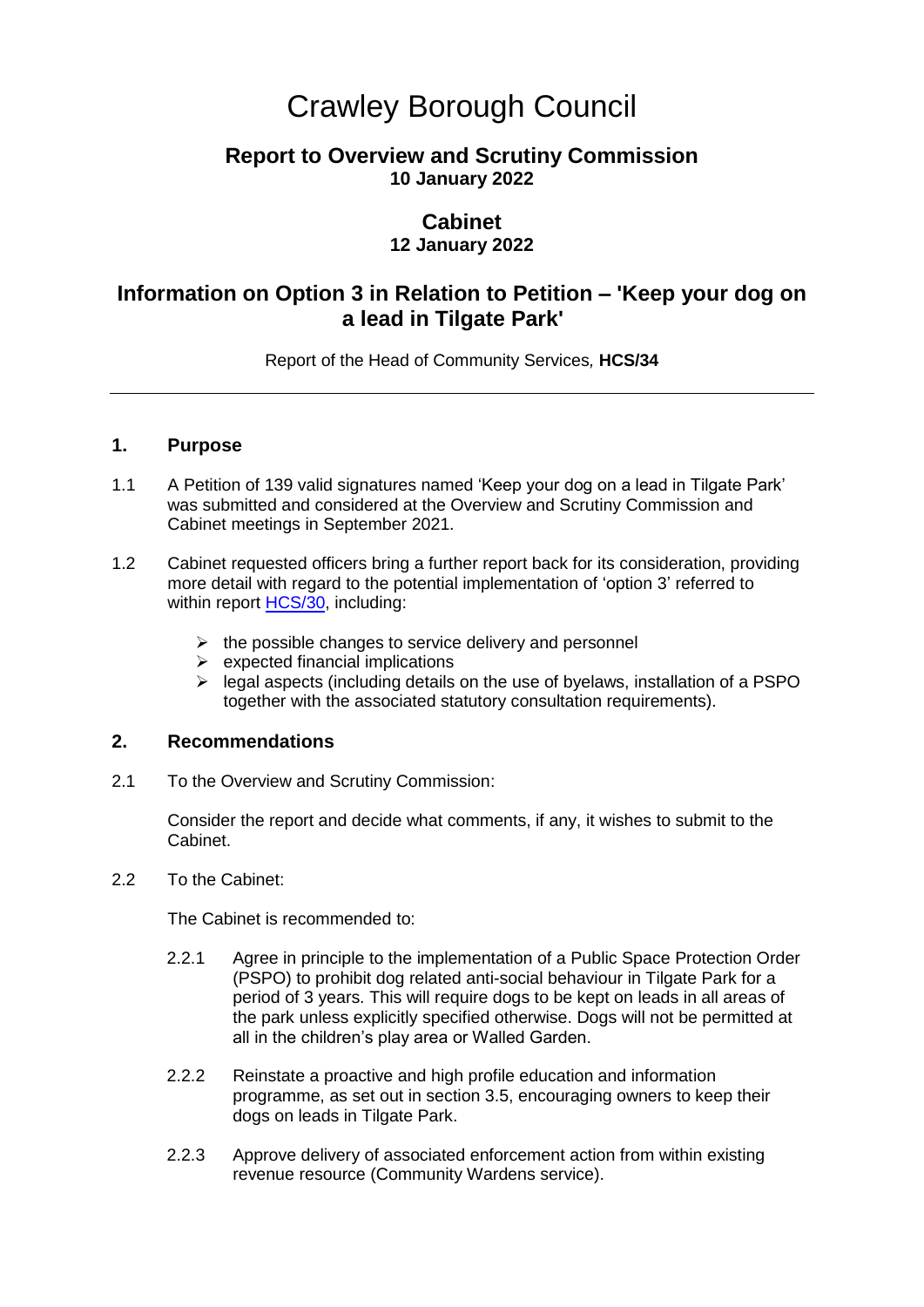# Crawley Borough Council

## Report to Overview and Scrutiny Commission
**10 January 2022**

## Cabinet
**12 January 2022**

## Information on Option 3 in Relation to Petition – 'Keep your dog on a lead in Tilgate Park'

Report of the Head of Community Services, **HCS/34**

---

### 1. Purpose

1.1 A Petition of 139 valid signatures named 'Keep your dog on a lead in Tilgate Park' was submitted and considered at the Overview and Scrutiny Commission and Cabinet meetings in September 2021.

1.2 Cabinet requested officers bring a further report back for its consideration, providing more detail with regard to the potential implementation of 'option 3' referred to within report HCS/30, including:

- the possible changes to service delivery and personnel
- expected financial implications
- legal aspects (including details on the use of byelaws, installation of a PSPO together with the associated statutory consultation requirements).

### 2. Recommendations

2.1 To the Overview and Scrutiny Commission:

Consider the report and decide what comments, if any, it wishes to submit to the Cabinet.

2.2 To the Cabinet:

The Cabinet is recommended to:

2.2.1 Agree in principle to the implementation of a Public Space Protection Order (PSPO) to prohibit dog related anti-social behaviour in Tilgate Park for a period of 3 years. This will require dogs to be kept on leads in all areas of the park unless explicitly specified otherwise. Dogs will not be permitted at all in the children's play area or Walled Garden.

2.2.2 Reinstate a proactive and high profile education and information programme, as set out in section 3.5, encouraging owners to keep their dogs on leads in Tilgate Park.

2.2.3 Approve delivery of associated enforcement action from within existing revenue resource (Community Wardens service).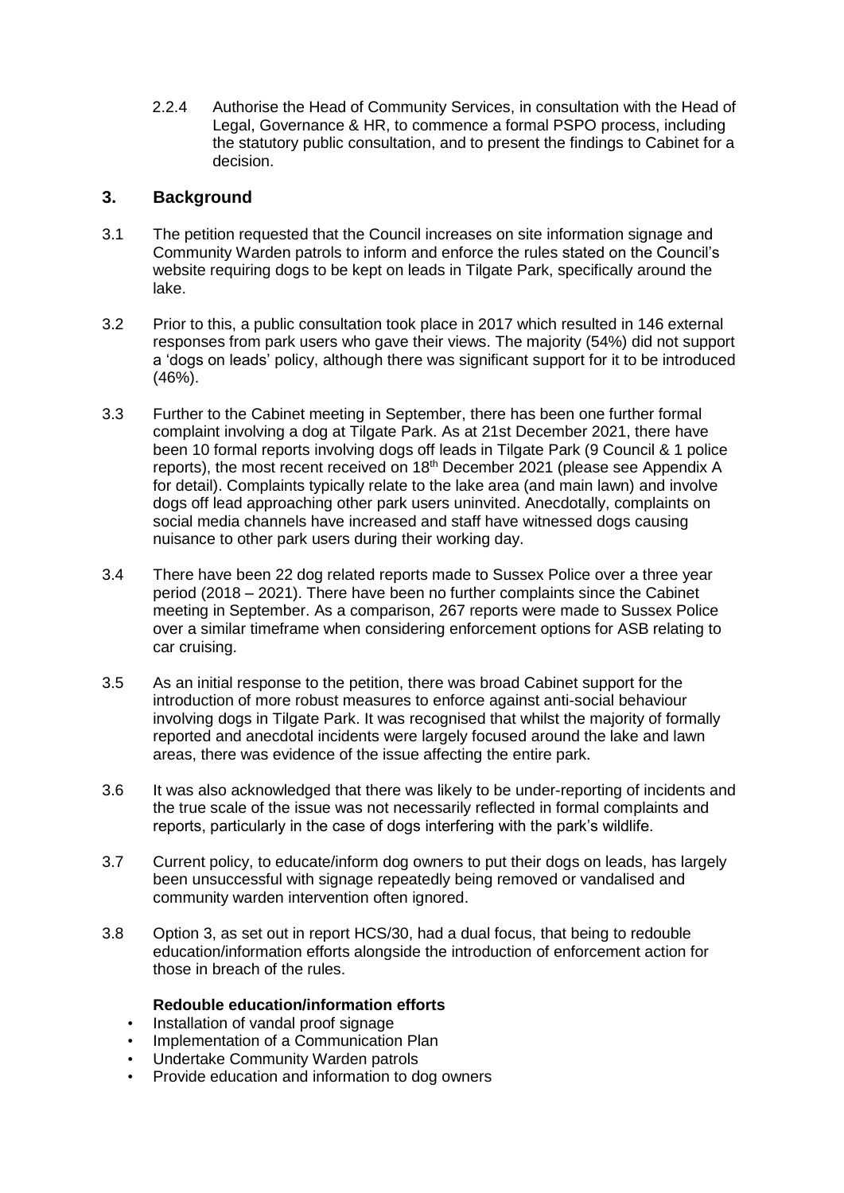2.2.4 Authorise the Head of Community Services, in consultation with the Head of Legal, Governance & HR, to commence a formal PSPO process, including the statutory public consultation, and to present the findings to Cabinet for a decision.

## 3. Background

3.1 The petition requested that the Council increases on site information signage and Community Warden patrols to inform and enforce the rules stated on the Council's website requiring dogs to be kept on leads in Tilgate Park, specifically around the lake.

3.2 Prior to this, a public consultation took place in 2017 which resulted in 146 external responses from park users who gave their views. The majority (54%) did not support a 'dogs on leads' policy, although there was significant support for it to be introduced (46%).

3.3 Further to the Cabinet meeting in September, there has been one further formal complaint involving a dog at Tilgate Park. As at 21st December 2021, there have been 10 formal reports involving dogs off leads in Tilgate Park (9 Council & 1 police reports), the most recent received on 18th December 2021 (please see Appendix A for detail). Complaints typically relate to the lake area (and main lawn) and involve dogs off lead approaching other park users uninvited. Anecdotally, complaints on social media channels have increased and staff have witnessed dogs causing nuisance to other park users during their working day.

3.4 There have been 22 dog related reports made to Sussex Police over a three year period (2018 – 2021). There have been no further complaints since the Cabinet meeting in September. As a comparison, 267 reports were made to Sussex Police over a similar timeframe when considering enforcement options for ASB relating to car cruising.

3.5 As an initial response to the petition, there was broad Cabinet support for the introduction of more robust measures to enforce against anti-social behaviour involving dogs in Tilgate Park. It was recognised that whilst the majority of formally reported and anecdotal incidents were largely focused around the lake and lawn areas, there was evidence of the issue affecting the entire park.

3.6 It was also acknowledged that there was likely to be under-reporting of incidents and the true scale of the issue was not necessarily reflected in formal complaints and reports, particularly in the case of dogs interfering with the park's wildlife.

3.7 Current policy, to educate/inform dog owners to put their dogs on leads, has largely been unsuccessful with signage repeatedly being removed or vandalised and community warden intervention often ignored.

3.8 Option 3, as set out in report HCS/30, had a dual focus, that being to redouble education/information efforts alongside the introduction of enforcement action for those in breach of the rules.

**Redouble education/information efforts**

- Installation of vandal proof signage
- Implementation of a Communication Plan
- Undertake Community Warden patrols
- Provide education and information to dog owners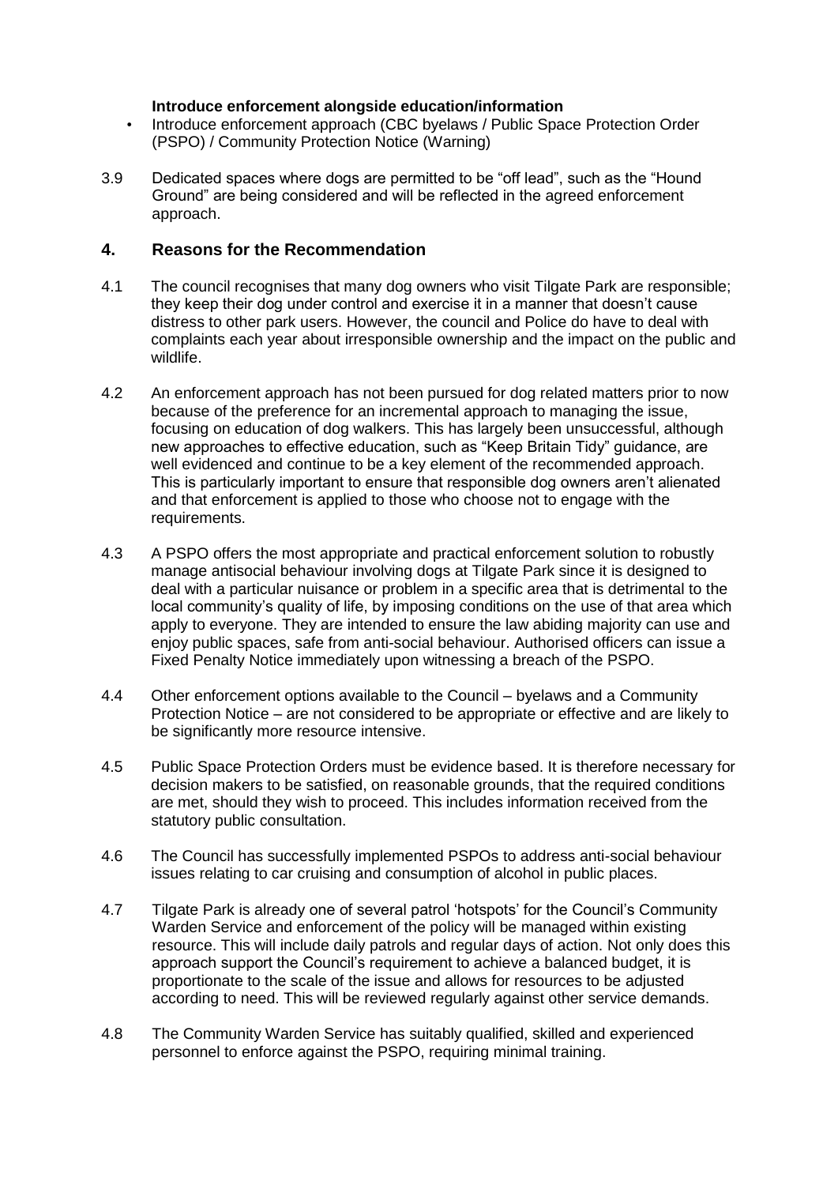**Introduce enforcement alongside education/information**

- Introduce enforcement approach (CBC byelaws / Public Space Protection Order (PSPO) / Community Protection Notice (Warning)

3.9 Dedicated spaces where dogs are permitted to be "off lead", such as the "Hound Ground" are being considered and will be reflected in the agreed enforcement approach.

## 4. Reasons for the Recommendation

4.1 The council recognises that many dog owners who visit Tilgate Park are responsible; they keep their dog under control and exercise it in a manner that doesn't cause distress to other park users. However, the council and Police do have to deal with complaints each year about irresponsible ownership and the impact on the public and wildlife.

4.2 An enforcement approach has not been pursued for dog related matters prior to now because of the preference for an incremental approach to managing the issue, focusing on education of dog walkers. This has largely been unsuccessful, although new approaches to effective education, such as "Keep Britain Tidy" guidance, are well evidenced and continue to be a key element of the recommended approach. This is particularly important to ensure that responsible dog owners aren't alienated and that enforcement is applied to those who choose not to engage with the requirements.

4.3 A PSPO offers the most appropriate and practical enforcement solution to robustly manage antisocial behaviour involving dogs at Tilgate Park since it is designed to deal with a particular nuisance or problem in a specific area that is detrimental to the local community's quality of life, by imposing conditions on the use of that area which apply to everyone. They are intended to ensure the law abiding majority can use and enjoy public spaces, safe from anti-social behaviour. Authorised officers can issue a Fixed Penalty Notice immediately upon witnessing a breach of the PSPO.

4.4 Other enforcement options available to the Council – byelaws and a Community Protection Notice – are not considered to be appropriate or effective and are likely to be significantly more resource intensive.

4.5 Public Space Protection Orders must be evidence based. It is therefore necessary for decision makers to be satisfied, on reasonable grounds, that the required conditions are met, should they wish to proceed. This includes information received from the statutory public consultation.

4.6 The Council has successfully implemented PSPOs to address anti-social behaviour issues relating to car cruising and consumption of alcohol in public places.

4.7 Tilgate Park is already one of several patrol 'hotspots' for the Council's Community Warden Service and enforcement of the policy will be managed within existing resource. This will include daily patrols and regular days of action. Not only does this approach support the Council's requirement to achieve a balanced budget, it is proportionate to the scale of the issue and allows for resources to be adjusted according to need. This will be reviewed regularly against other service demands.

4.8 The Community Warden Service has suitably qualified, skilled and experienced personnel to enforce against the PSPO, requiring minimal training.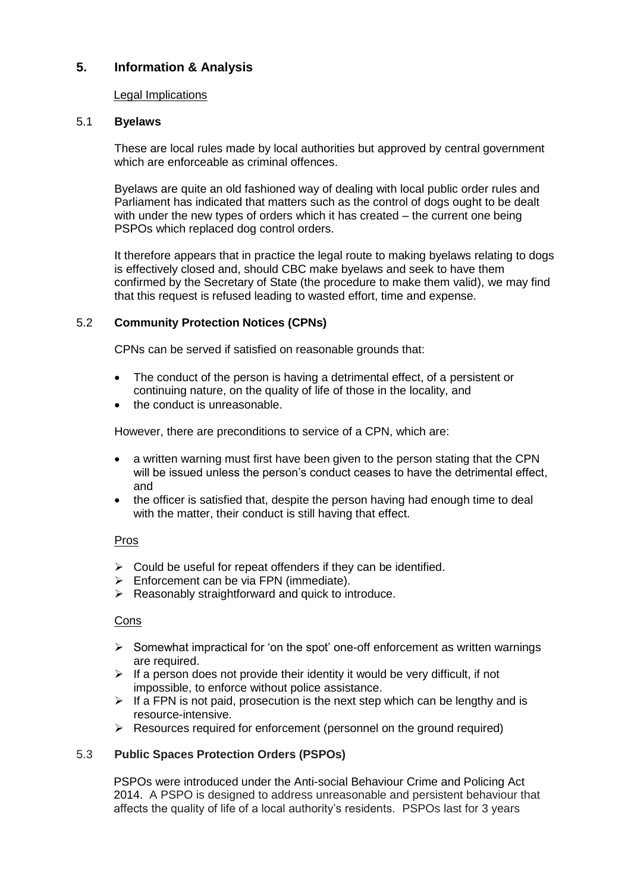## 5. Information & Analysis

Legal Implications

### 5.1 Byelaws

These are local rules made by local authorities but approved by central government which are enforceable as criminal offences.

Byelaws are quite an old fashioned way of dealing with local public order rules and Parliament has indicated that matters such as the control of dogs ought to be dealt with under the new types of orders which it has created – the current one being PSPOs which replaced dog control orders.

It therefore appears that in practice the legal route to making byelaws relating to dogs is effectively closed and, should CBC make byelaws and seek to have them confirmed by the Secretary of State (the procedure to make them valid), we may find that this request is refused leading to wasted effort, time and expense.

### 5.2 Community Protection Notices (CPNs)

CPNs can be served if satisfied on reasonable grounds that:

- The conduct of the person is having a detrimental effect, of a persistent or continuing nature, on the quality of life of those in the locality, and
- the conduct is unreasonable.

However, there are preconditions to service of a CPN, which are:

- a written warning must first have been given to the person stating that the CPN will be issued unless the person's conduct ceases to have the detrimental effect, and
- the officer is satisfied that, despite the person having had enough time to deal with the matter, their conduct is still having that effect.

Pros

- Could be useful for repeat offenders if they can be identified.
- Enforcement can be via FPN (immediate).
- Reasonably straightforward and quick to introduce.

Cons

- Somewhat impractical for 'on the spot' one-off enforcement as written warnings are required.
- If a person does not provide their identity it would be very difficult, if not impossible, to enforce without police assistance.
- If a FPN is not paid, prosecution is the next step which can be lengthy and is resource-intensive.
- Resources required for enforcement (personnel on the ground required)

### 5.3 Public Spaces Protection Orders (PSPOs)

PSPOs were introduced under the Anti-social Behaviour Crime and Policing Act 2014. A PSPO is designed to address unreasonable and persistent behaviour that affects the quality of life of a local authority's residents. PSPOs last for 3 years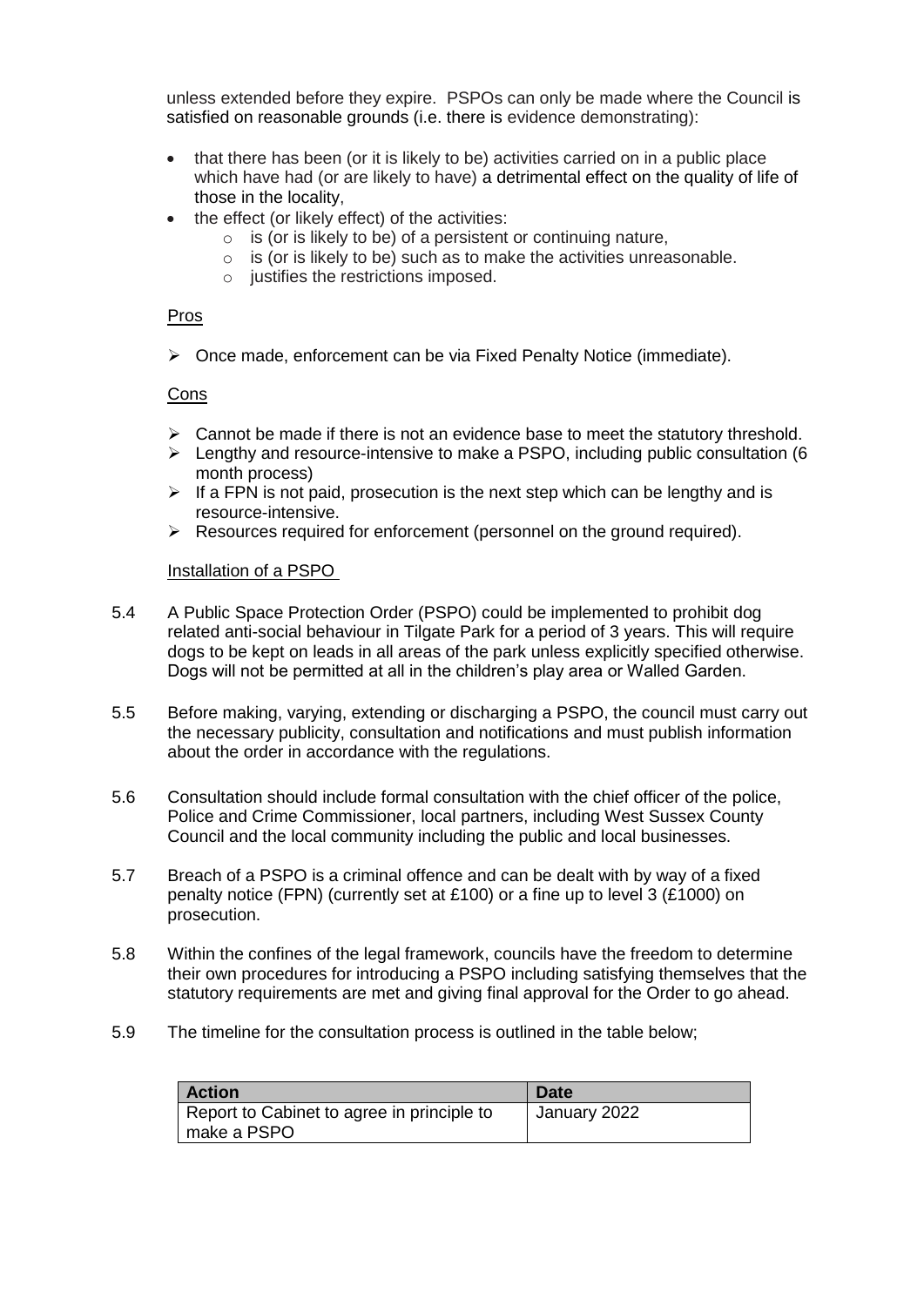unless extended before they expire. PSPOs can only be made where the Council is satisfied on reasonable grounds (i.e. there is evidence demonstrating):

- that there has been (or it is likely to be) activities carried on in a public place which have had (or are likely to have) a detrimental effect on the quality of life of those in the locality,
- the effect (or likely effect) of the activities:
  - is (or is likely to be) of a persistent or continuing nature,
  - is (or is likely to be) such as to make the activities unreasonable.
  - justifies the restrictions imposed.

Pros

- Once made, enforcement can be via Fixed Penalty Notice (immediate).

Cons

- Cannot be made if there is not an evidence base to meet the statutory threshold.
- Lengthy and resource-intensive to make a PSPO, including public consultation (6 month process)
- If a FPN is not paid, prosecution is the next step which can be lengthy and is resource-intensive.
- Resources required for enforcement (personnel on the ground required).

Installation of a PSPO

5.4 A Public Space Protection Order (PSPO) could be implemented to prohibit dog related anti-social behaviour in Tilgate Park for a period of 3 years. This will require dogs to be kept on leads in all areas of the park unless explicitly specified otherwise. Dogs will not be permitted at all in the children's play area or Walled Garden.

5.5 Before making, varying, extending or discharging a PSPO, the council must carry out the necessary publicity, consultation and notifications and must publish information about the order in accordance with the regulations.

5.6 Consultation should include formal consultation with the chief officer of the police, Police and Crime Commissioner, local partners, including West Sussex County Council and the local community including the public and local businesses.

5.7 Breach of a PSPO is a criminal offence and can be dealt with by way of a fixed penalty notice (FPN) (currently set at £100) or a fine up to level 3 (£1000) on prosecution.

5.8 Within the confines of the legal framework, councils have the freedom to determine their own procedures for introducing a PSPO including satisfying themselves that the statutory requirements are met and giving final approval for the Order to go ahead.

5.9 The timeline for the consultation process is outlined in the table below;

| Action | Date |
| --- | --- |
| Report to Cabinet to agree in principle to make a PSPO | January 2022 |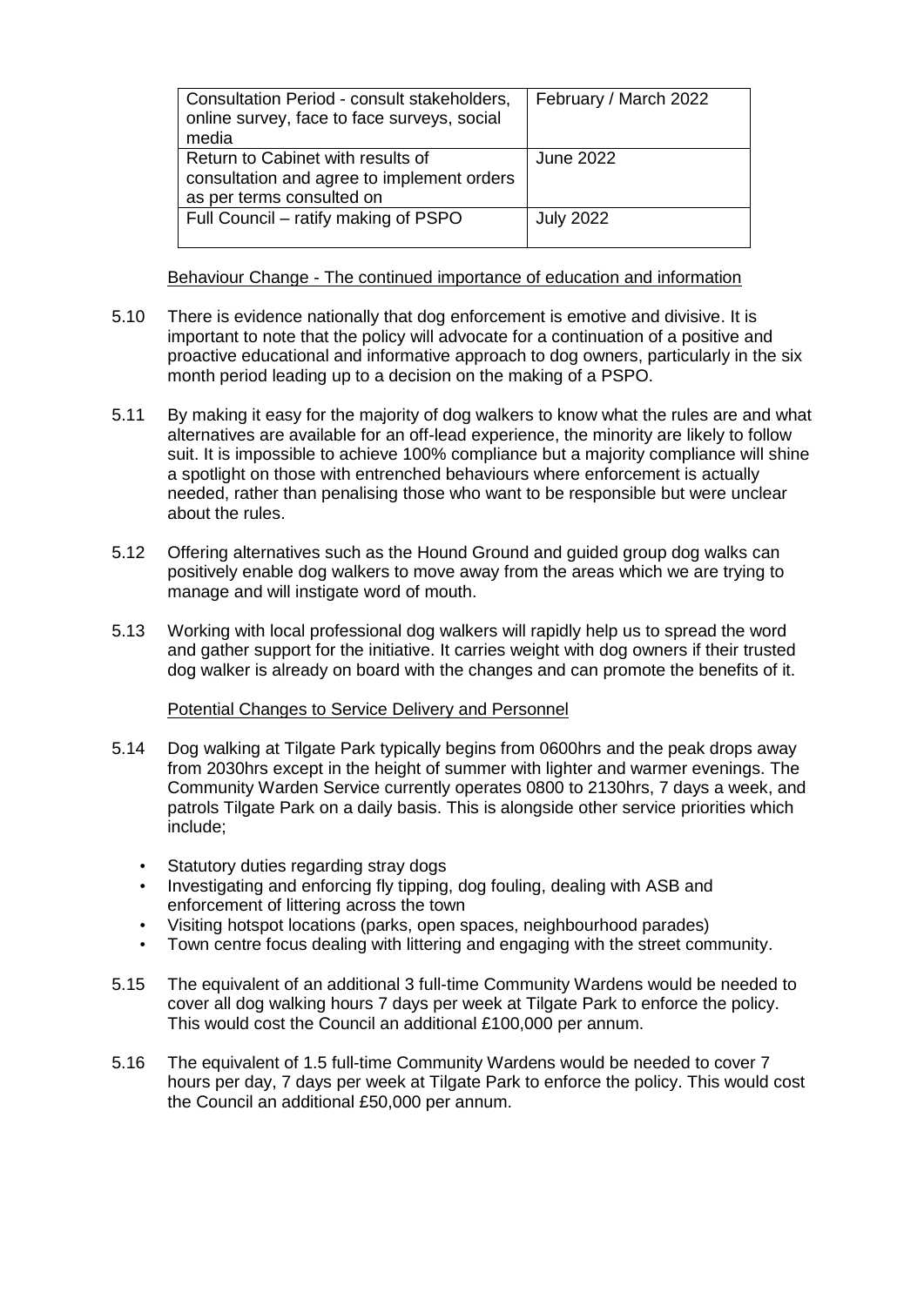| Consultation Period - consult stakeholders, online survey, face to face surveys, social media | February / March 2022 |
|---|---|
| Return to Cabinet with results of consultation and agree to implement orders as per terms consulted on | June 2022 |
| Full Council – ratify making of PSPO | July 2022 |

Behaviour Change - The continued importance of education and information

5.10 There is evidence nationally that dog enforcement is emotive and divisive. It is important to note that the policy will advocate for a continuation of a positive and proactive educational and informative approach to dog owners, particularly in the six month period leading up to a decision on the making of a PSPO.

5.11 By making it easy for the majority of dog walkers to know what the rules are and what alternatives are available for an off-lead experience, the minority are likely to follow suit. It is impossible to achieve 100% compliance but a majority compliance will shine a spotlight on those with entrenched behaviours where enforcement is actually needed, rather than penalising those who want to be responsible but were unclear about the rules.

5.12 Offering alternatives such as the Hound Ground and guided group dog walks can positively enable dog walkers to move away from the areas which we are trying to manage and will instigate word of mouth.

5.13 Working with local professional dog walkers will rapidly help us to spread the word and gather support for the initiative. It carries weight with dog owners if their trusted dog walker is already on board with the changes and can promote the benefits of it.

Potential Changes to Service Delivery and Personnel

5.14 Dog walking at Tilgate Park typically begins from 0600hrs and the peak drops away from 2030hrs except in the height of summer with lighter and warmer evenings. The Community Warden Service currently operates 0800 to 2130hrs, 7 days a week, and patrols Tilgate Park on a daily basis. This is alongside other service priorities which include;

- Statutory duties regarding stray dogs
- Investigating and enforcing fly tipping, dog fouling, dealing with ASB and enforcement of littering across the town
- Visiting hotspot locations (parks, open spaces, neighbourhood parades)
- Town centre focus dealing with littering and engaging with the street community.

5.15 The equivalent of an additional 3 full-time Community Wardens would be needed to cover all dog walking hours 7 days per week at Tilgate Park to enforce the policy. This would cost the Council an additional £100,000 per annum.

5.16 The equivalent of 1.5 full-time Community Wardens would be needed to cover 7 hours per day, 7 days per week at Tilgate Park to enforce the policy. This would cost the Council an additional £50,000 per annum.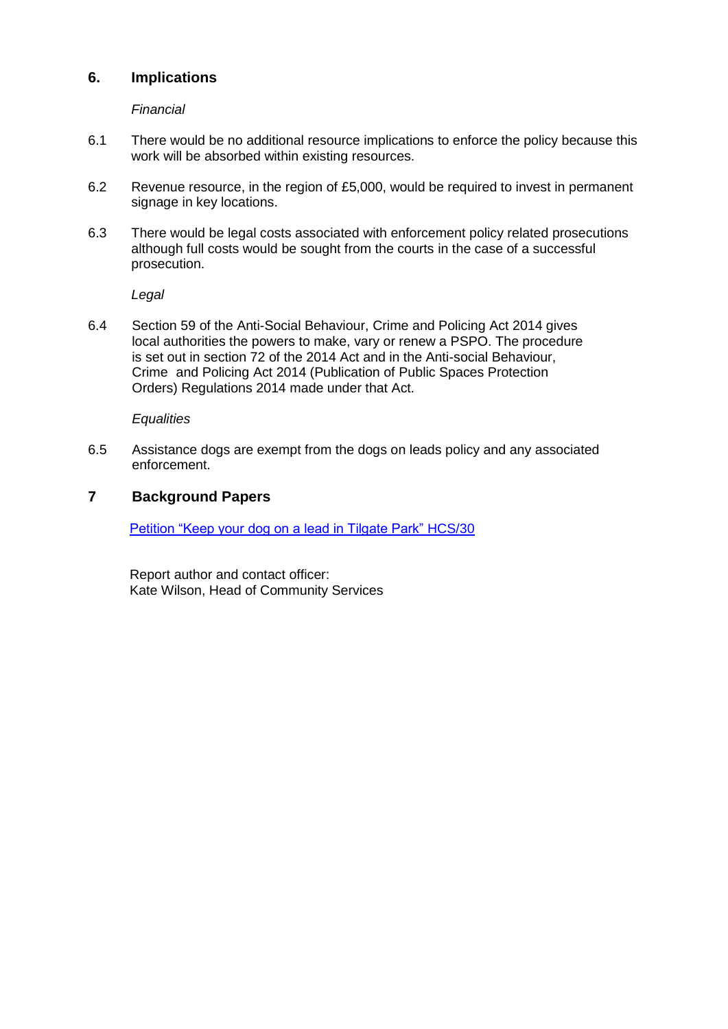## 6. Implications

*Financial*

6.1 There would be no additional resource implications to enforce the policy because this work will be absorbed within existing resources.

6.2 Revenue resource, in the region of £5,000, would be required to invest in permanent signage in key locations.

6.3 There would be legal costs associated with enforcement policy related prosecutions although full costs would be sought from the courts in the case of a successful prosecution.

*Legal*

6.4 Section 59 of the Anti-Social Behaviour, Crime and Policing Act 2014 gives local authorities the powers to make, vary or renew a PSPO. The procedure is set out in section 72 of the 2014 Act and in the Anti-social Behaviour, Crime and Policing Act 2014 (Publication of Public Spaces Protection Orders) Regulations 2014 made under that Act.

*Equalities*

6.5 Assistance dogs are exempt from the dogs on leads policy and any associated enforcement.

## 7 Background Papers

Petition "Keep your dog on a lead in Tilgate Park" HCS/30

Report author and contact officer:
Kate Wilson, Head of Community Services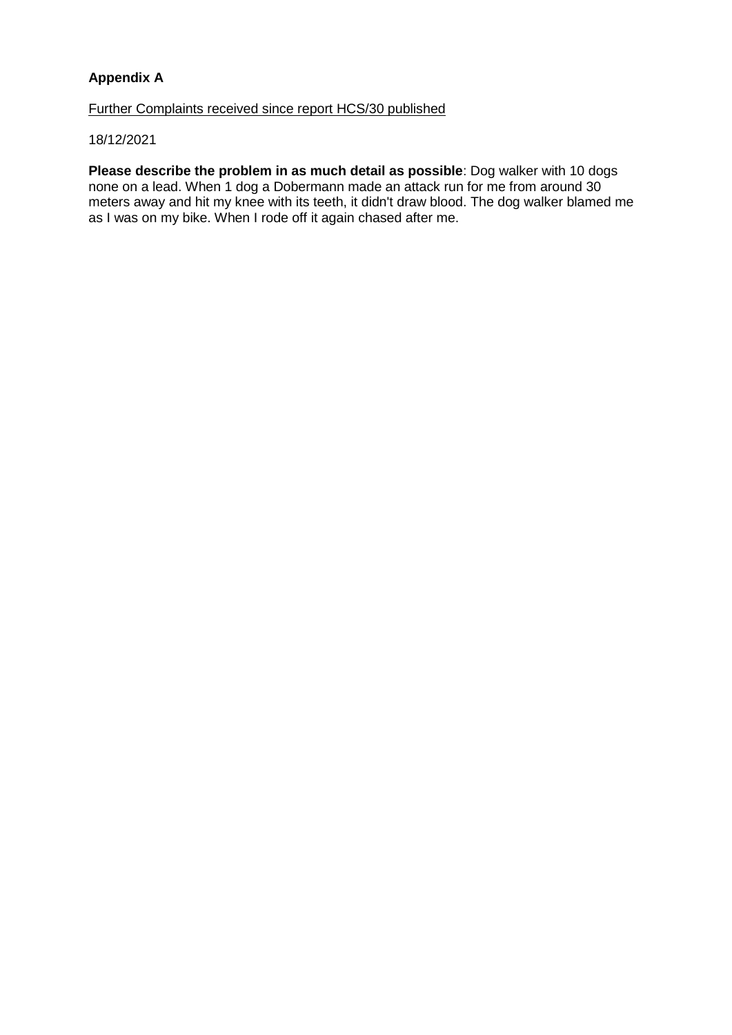**Appendix A**

Further Complaints received since report HCS/30 published

18/12/2021

**Please describe the problem in as much detail as possible**: Dog walker with 10 dogs none on a lead. When 1 dog a Dobermann made an attack run for me from around 30 meters away and hit my knee with its teeth, it didn't draw blood. The dog walker blamed me as I was on my bike. When I rode off it again chased after me.